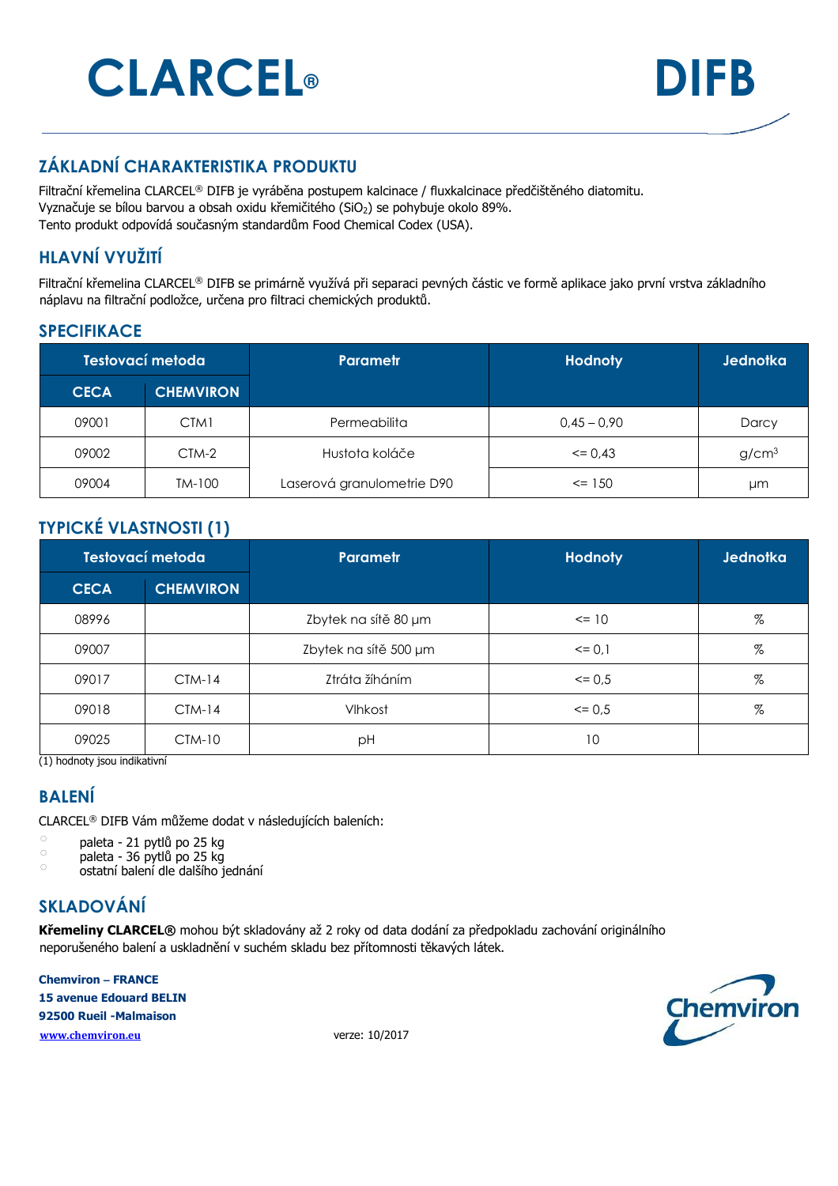# CLARCEL® DIFB

## ZÁKLADNÍ CHARAKTERISTIKA PRODUKTU

Filtrační křemelina CLARCEL® DIFB je vyráběna postupem kalcinace / fluxkalcinace předčištěného diatomitu.
Vyznačuje se bílou barvou a obsah oxidu křemičitého ($SiO_2$) se pohybuje okolo 89%.
Tento produkt odpovídá současným standardům Food Chemical Codex (USA).

## HLAVNÍ VYUŽITÍ

Filtrační křemelina CLARCEL® DIFB se primárně využívá při separaci pevných částic ve formě aplikace jako první vrstva základního náplavu na filtrační podložce, určena pro filtraci chemických produktů.

## SPECIFIKACE

| Testovací metoda | | Parametr | Hodnoty | Jednotka |
|---|---|---|---|---|
| CECA | CHEMVIRON | | | |
| 09001 | CTM1 | Permeabilita | 0,45 – 0,90 | Darcy |
| 09002 | CTM-2 | Hustota koláče | <= 0,43 | $g/cm^3$ |
| 09004 | TM-100 | Laserová granulometrie D90 | <= 150 | µm |

## TYPICKÉ VLASTNOSTI (1)

| Testovací metoda | | Parametr | Hodnoty | Jednotka |
|---|---|---|---|---|
| CECA | CHEMVIRON | | | |
| 08996 | | Zbytek na sítě 80 µm | <= 10 | % |
| 09007 | | Zbytek na sítě 500 µm | <= 0,1 | % |
| 09017 | CTM-14 | Ztráta žíháním | <= 0,5 | % |
| 09018 | CTM-14 | Vlhkost | <= 0,5 | % |
| 09025 | CTM-10 | pH | 10 | |

(1) hodnoty jsou indikativní

## BALENÍ

CLARCEL® DIFB Vám můžeme dodat v následujících baleních:

- paleta - 21 pytlů po 25 kg
- paleta - 36 pytlů po 25 kg
- ostatní balení dle dalšího jednání

## SKLADOVÁNÍ

**Křemeliny CLARCEL®** mohou být skladovány až 2 roky od data dodání za předpokladu zachování originálního neporušeného balení a uskladnění v suchém skladu bez přítomnosti těkavých látek.

**Chemviron – FRANCE**
**15 avenue Edouard BELIN**
**92500 Rueil -Malmaison**
**www.chemviron.eu**

verze: 10/2017

Chemviron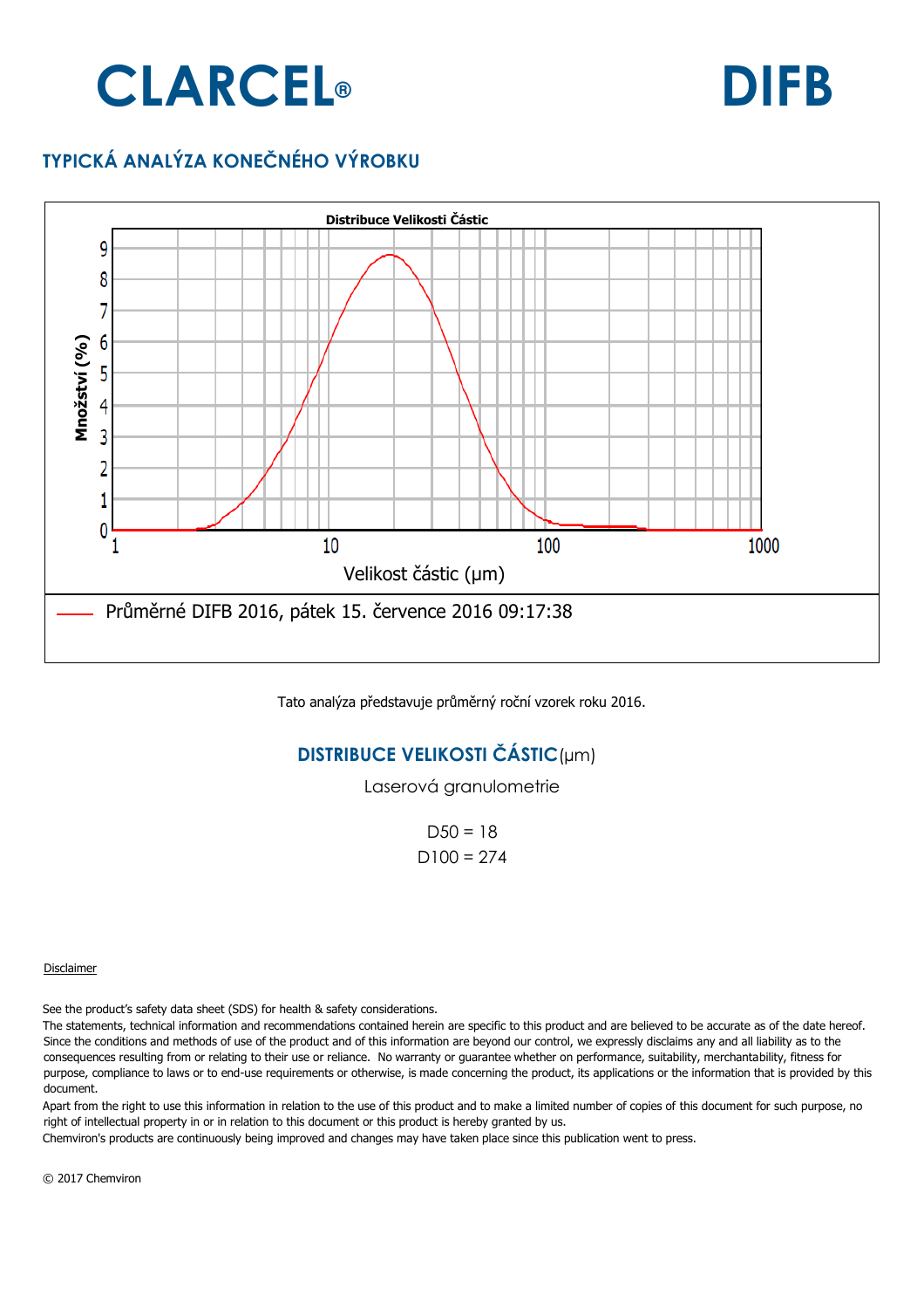# CLARCEL® DIFB

## TYPICKÁ ANALÝZA KONEČNÉHO VÝROBKU

Distribuce Velikosti Částic

Množství (%)

0
1
2
3
4
5
6
7
8
9

1
10
100
1000

Velikost částic (µm)

Průměrné DIFB 2016, pátek 15. července 2016 09:17:38

Tato analýza představuje průměrný roční vzorek roku 2016.

## DISTRIBUCE VELIKOSTI ČÁSTIC (µm)

Laserová granulometrie

D50 = 18
D100 = 274

Disclaimer

See the product's safety data sheet (SDS) for health & safety considerations.
The statements, technical information and recommendations contained herein are specific to this product and are believed to be accurate as of the date hereof. Since the conditions and methods of use of the product and of this information are beyond our control, we expressly disclaims any and all liability as to the consequences resulting from or relating to their use or reliance. No warranty or guarantee whether on performance, suitability, merchantability, fitness for purpose, compliance to laws or to end-use requirements or otherwise, is made concerning the product, its applications or the information that is provided by this document.
Apart from the right to use this information in relation to the use of this product and to make a limited number of copies of this document for such purpose, no right of intellectual property in or in relation to this document or this product is hereby granted by us.
Chemviron's products are continuously being improved and changes may have taken place since this publication went to press.

© 2017 Chemviron